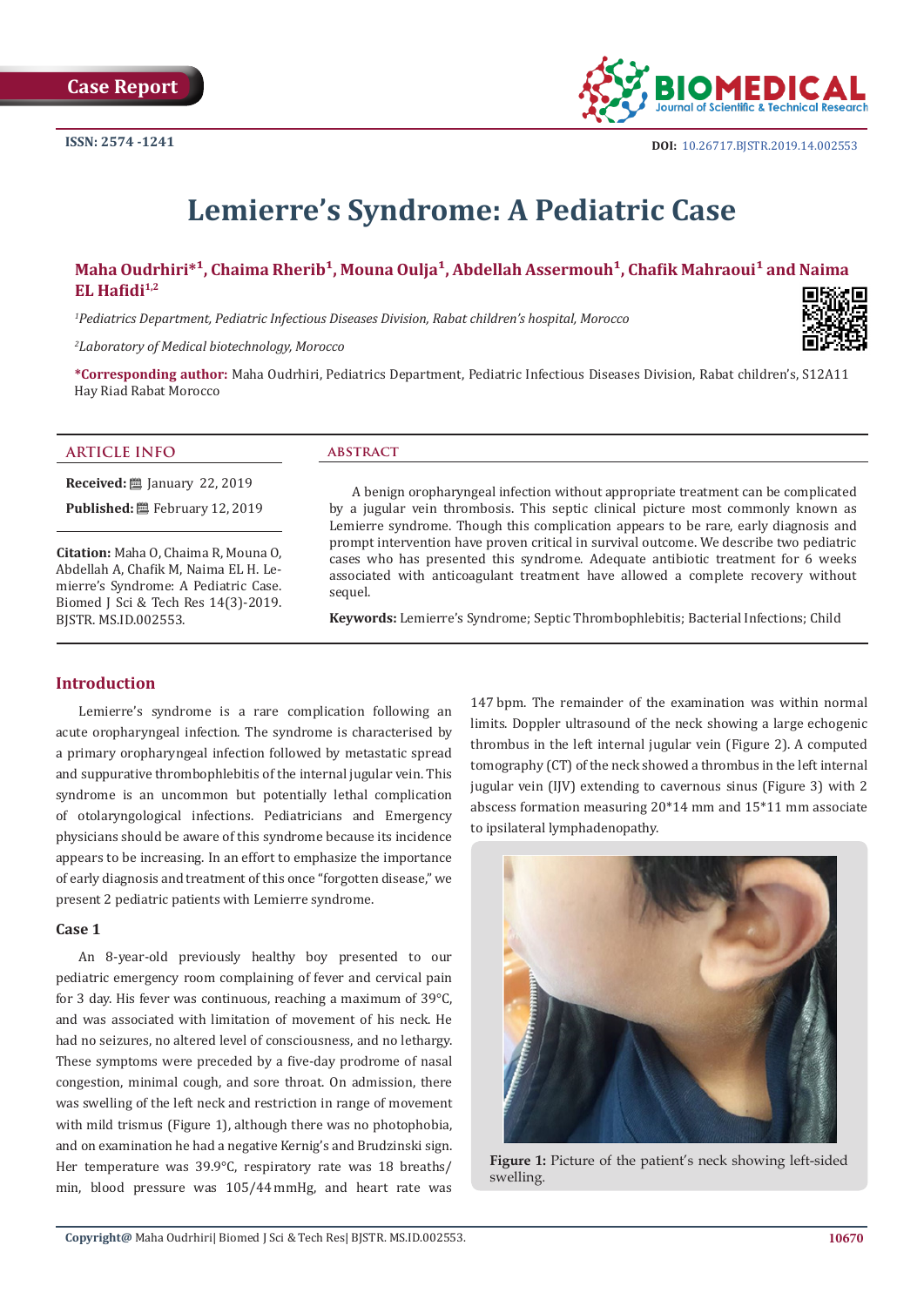Case Report

ISSN: 2574 -1241

DOI: 10.26717.BJSTR.2019.14.002553

# Lemierre's Syndrome: A Pediatric Case

**Maha Oudrhiri*[1], Chaima Rherib[1], Mouna Oulja[1], Abdellah Assermouh[1], Chafik Mahraoui[1] and Naima EL Hafidi[1,2]**

[1]*Pediatrics Department, Pediatric Infectious Diseases Division, Rabat children's hospital, Morocco*

[2]*Laboratory of Medical biotechnology, Morocco*

**\*Corresponding author:** Maha Oudhriri, Pediatrics Department, Pediatric Infectious Diseases Division, Rabat children's, S12A11 Hay Riad Rabat Morocco

## ARTICLE INFO

**Received:** January 22, 2019

**Published:** February 12, 2019

**Citation:** Maha O, Chaima R, Mouna O, Abdellah A, Chafik M, Naima EL H. Lemierre's Syndrome: A Pediatric Case. Biomed J Sci & Tech Res 14(3)-2019. BJSTR. MS.ID.002553.

## ABSTRACT

A benign oropharyngeal infection without appropriate treatment can be complicated by a jugular vein thrombosis. This septic clinical picture most commonly known as Lemierre syndrome. Though this complication appears to be rare, early diagnosis and prompt intervention have proven critical in survival outcome. We describe two pediatric cases who has presented this syndrome. Adequate antibiotic treatment for 6 weeks associated with anticoagulant treatment have allowed a complete recovery without sequel.

**Keywords:** Lemierre's Syndrome; Septic Thrombophlebitis; Bacterial Infections; Child

## Introduction

Lemierre's syndrome is a rare complication following an acute oropharyngeal infection. The syndrome is characterised by a primary oropharyngeal infection followed by metastatic spread and suppurative thrombophlebitis of the internal jugular vein. This syndrome is an uncommon but potentially lethal complication of otolaryngological infections. Pediatricians and Emergency physicians should be aware of this syndrome because its incidence appears to be increasing. In an effort to emphasize the importance of early diagnosis and treatment of this once "forgotten disease," we present 2 pediatric patients with Lemierre syndrome.

### Case 1

An 8-year-old previously healthy boy presented to our pediatric emergency room complaining of fever and cervical pain for 3 day. His fever was continuous, reaching a maximum of 39°C, and was associated with limitation of movement of his neck. He had no seizures, no altered level of consciousness, and no lethargy. These symptoms were preceded by a five-day prodrome of nasal congestion, minimal cough, and sore throat. On admission, there was swelling of the left neck and restriction in range of movement with mild trismus (Figure 1), although there was no photophobia, and on examination he had a negative Kernig's and Brudzinski sign. Her temperature was 39.9°C, respiratory rate was 18 breaths/min, blood pressure was 105/44 mmHg, and heart rate was 147 bpm. The remainder of the examination was within normal limits. Doppler ultrasound of the neck showing a large echogenic thrombus in the left internal jugular vein (Figure 2). A computed tomography (CT) of the neck showed a thrombus in the left internal jugular vein (IJV) extending to cavernous sinus (Figure 3) with 2 abscess formation measuring 20*14 mm and 15*11 mm associate to ipsilateral lymphadenopathy.

Figure 1: Picture of the patient's neck showing left-sided swelling.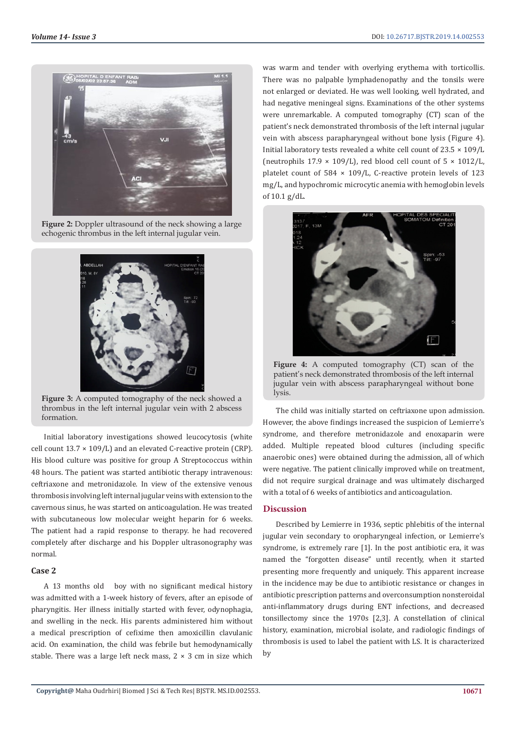Figure 2: Doppler ultrasound of the neck showing a large echogenic thrombus in the left internal jugular vein.

Figure 3: A computed tomography of the neck showed a thrombus in the left internal jugular vein with 2 abscess formation.

Initial laboratory investigations showed leucocytosis (white cell count 13.7 × 109/L) and an elevated C-reactive protein (CRP). His blood culture was positive for group A Streptococcus within 48 hours. The patient was started antibiotic therapy intravenous: ceftriaxone and metronidazole. In view of the extensive venous thrombosis involving left internal jugular veins with extension to the cavernous sinus, he was started on anticoagulation. He was treated with subcutaneous low molecular weight heparin for 6 weeks. The patient had a rapid response to therapy. he had recovered completely after discharge and his Doppler ultrasonography was normal.

### Case 2

A 13 months old boy with no significant medical history was admitted with a 1-week history of fevers, after an episode of pharyngitis. Her illness initially started with fever, odynophagia, and swelling in the neck. His parents administered him without a medical prescription of cefixime then amoxicillin clavulanic acid. On examination, the child was febrile but hemodynamically stable. There was a large left neck mass, 2 × 3 cm in size which was warm and tender with overlying erythema with torticollis. There was no palpable lymphadenopathy and the tonsils were not enlarged or deviated. He was well looking, well hydrated, and had negative meningeal signs. Examinations of the other systems were unremarkable. A computed tomography (CT) scan of the patient's neck demonstrated thrombosis of the left internal jugular vein with abscess parapharyngeal without bone lysis (Figure 4). Initial laboratory tests revealed a white cell count of 23.5 × 109/L (neutrophils 17.9 × 109/L), red blood cell count of 5 × 1012/L, platelet count of 584 × 109/L, C-reactive protein levels of 123 mg/L, and hypochromic microcytic anemia with hemoglobin levels of 10.1 g/dL.

Figure 4: A computed tomography (CT) scan of the patient's neck demonstrated thrombosis of the left internal jugular vein with abscess parapharyngeal without bone lysis.

The child was initially started on ceftriaxone upon admission. However, the above findings increased the suspicion of Lemierre's syndrome, and therefore metronidazole and enoxaparin were added. Multiple repeated blood cultures (including specific anaerobic ones) were obtained during the admission, all of which were negative. The patient clinically improved while on treatment, did not require surgical drainage and was ultimately discharged with a total of 6 weeks of antibiotics and anticoagulation.

## Discussion

Described by Lemierre in 1936, septic phlebitis of the internal jugular vein secondary to oropharyngeal infection, or Lemierre's syndrome, is extremely rare [1]. In the post antibiotic era, it was named the "forgotten disease" until recently, when it started presenting more frequently and uniquely. This apparent increase in the incidence may be due to antibiotic resistance or changes in antibiotic prescription patterns and overconsumption nonsteroidal anti-inflammatory drugs during ENT infections, and decreased tonsillectomy since the 1970s [2,3]. A constellation of clinical history, examination, microbial isolate, and radiologic findings of thrombosis is used to label the patient with LS. It is characterized by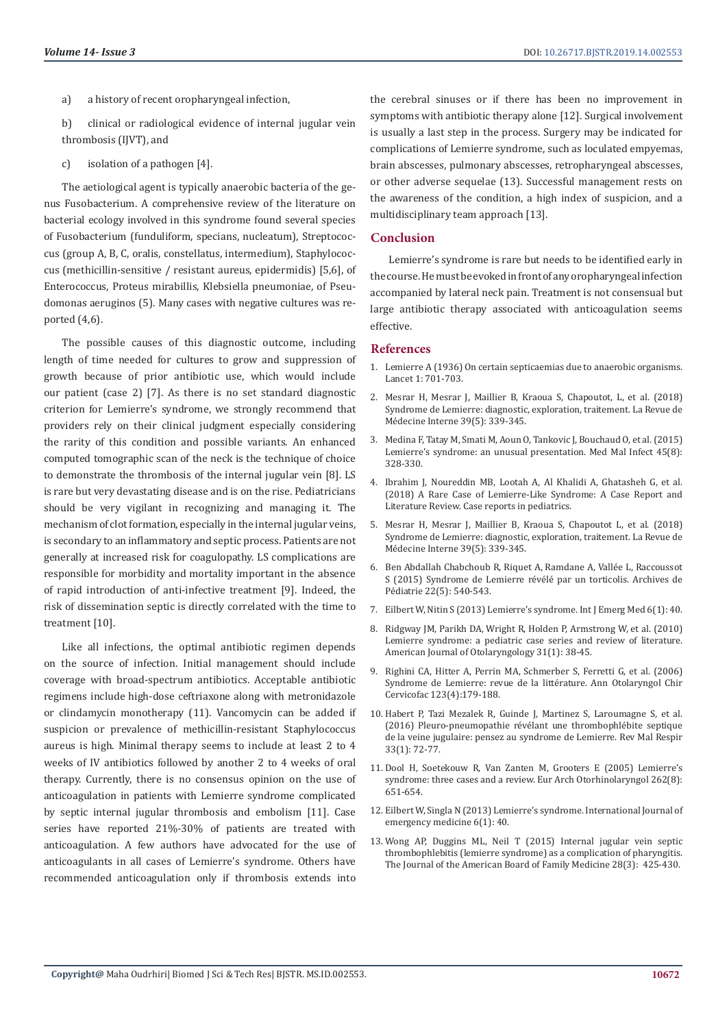a) a history of recent oropharyngeal infection,

b) clinical or radiological evidence of internal jugular vein thrombosis (IJVT), and

c) isolation of a pathogen [4].

The aetiological agent is typically anaerobic bacteria of the genus Fusobacterium. A comprehensive review of the literature on bacterial ecology involved in this syndrome found several species of Fusobacterium (funduliform, specians, nucleatum), Streptococcus (group A, B, C, oralis, constellatus, intermedium), Staphylococcus (methicillin-sensitive / resistant aureus, epidermidis) [5,6], of Enterococcus, Proteus mirabillis, Klebsiella pneumoniae, of Pseudomonas aeruginos (5). Many cases with negative cultures was reported (4,6).

The possible causes of this diagnostic outcome, including length of time needed for cultures to grow and suppression of growth because of prior antibiotic use, which would include our patient (case 2) [7]. As there is no set standard diagnostic criterion for Lemierre's syndrome, we strongly recommend that providers rely on their clinical judgment especially considering the rarity of this condition and possible variants. An enhanced computed tomographic scan of the neck is the technique of choice to demonstrate the thrombosis of the internal jugular vein [8]. LS is rare but very devastating disease and is on the rise. Pediatricians should be very vigilant in recognizing and managing it. The mechanism of clot formation, especially in the internal jugular veins, is secondary to an inflammatory and septic process. Patients are not generally at increased risk for coagulopathy. LS complications are responsible for morbidity and mortality important in the absence of rapid introduction of anti-infective treatment [9]. Indeed, the risk of dissemination septic is directly correlated with the time to treatment [10].

Like all infections, the optimal antibiotic regimen depends on the source of infection. Initial management should include coverage with broad-spectrum antibiotics. Acceptable antibiotic regimens include high-dose ceftriaxone along with metronidazole or clindamycin monotherapy (11). Vancomycin can be added if suspicion or prevalence of methicillin-resistant Staphylococcus aureus is high. Minimal therapy seems to include at least 2 to 4 weeks of IV antibiotics followed by another 2 to 4 weeks of oral therapy. Currently, there is no consensus opinion on the use of anticoagulation in patients with Lemierre syndrome complicated by septic internal jugular thrombosis and embolism [11]. Case series have reported 21%-30% of patients are treated with anticoagulation. A few authors have advocated for the use of anticoagulants in all cases of Lemierre's syndrome. Others have recommended anticoagulation only if thrombosis extends into the cerebral sinuses or if there has been no improvement in symptoms with antibiotic therapy alone [12]. Surgical involvement is usually a last step in the process. Surgery may be indicated for complications of Lemierre syndrome, such as loculated empyemas, brain abscesses, pulmonary abscesses, retropharyngeal abscesses, or other adverse sequelae (13). Successful management rests on the awareness of the condition, a high index of suspicion, and a multidisciplinary team approach [13].

## Conclusion

Lemierre's syndrome is rare but needs to be identified early in the course. He must be evoked in front of any oropharyngeal infection accompanied by lateral neck pain. Treatment is not consensual but large antibiotic therapy associated with anticoagulation seems effective.

## References

1. Lemierre A (1936) On certain septicaemias due to anaerobic organisms. Lancet 1: 701-703.
2. Mesrar H, Mesrar J, Maillier B, Kraoua S, Chapoutot, L, et al. (2018) Syndrome de Lemierre: diagnostic, exploration, traitement. La Revue de Médecine Interne 39(5): 339-345.
3. Medina F, Tatay M, Smati M, Aoun O, Tankovic J, Bouchaud O, et al. (2015) Lemierre's syndrome: an unusual presentation. Med Mal Infect 45(8): 328-330.
4. Ibrahim J, Noureddin MB, Lootah A, Al Khalidi A, Ghatasheh G, et al. (2018) A Rare Case of Lemierre-Like Syndrome: A Case Report and Literature Review. Case reports in pediatrics.
5. Mesrar H, Mesrar J, Maillier B, Kraoua S, Chapoutot L, et al. (2018) Syndrome de Lemierre: diagnostic, exploration, traitement. La Revue de Médecine Interne 39(5): 339-345.
6. Ben Abdallah Chabchoub R, Riquet A, Ramdane A, Vallée L, Raccoussot S (2015) Syndrome de Lemierre révélé par un torticolis. Archives de Pédiatrie 22(5): 540-543.
7. Eilbert W, Nitin S (2013) Lemierre's syndrome. Int J Emerg Med 6(1): 40.
8. Ridgway JM, Parikh DA, Wright R, Holden P, Armstrong W, et al. (2010) Lemierre syndrome: a pediatric case series and review of literature. American Journal of Otolaryngology 31(1): 38-45.
9. Righini CA, Hitter A, Perrin MA, Schmerber S, Ferretti G, et al. (2006) Syndrome de Lemierre: revue de la littérature. Ann Otolaryngol Chir Cervicofac 123(4):179-188.
10. Habert P, Tazi Mezalek R, Guinde J, Martinez S, Laroumagne S, et al. (2016) Pleuro-pneumopathie révélant une thrombophlébite septique de la veine jugulaire: pensez au syndrome de Lemierre. Rev Mal Respir 33(1): 72-77.
11. Dool H, Soetekouw R, Van Zanten M, Grooters E (2005) Lemierre's syndrome: three cases and a review. Eur Arch Otorhinolaryngol 262(8): 651-654.
12. Eilbert W, Singla N (2013) Lemierre's syndrome. International Journal of emergency medicine 6(1): 40.
13. Wong AP, Duggins ML, Neil T (2015) Internal jugular vein septic thrombophlebitis (lemierre syndrome) as a complication of pharyngitis. The Journal of the American Board of Family Medicine 28(3): 425-430.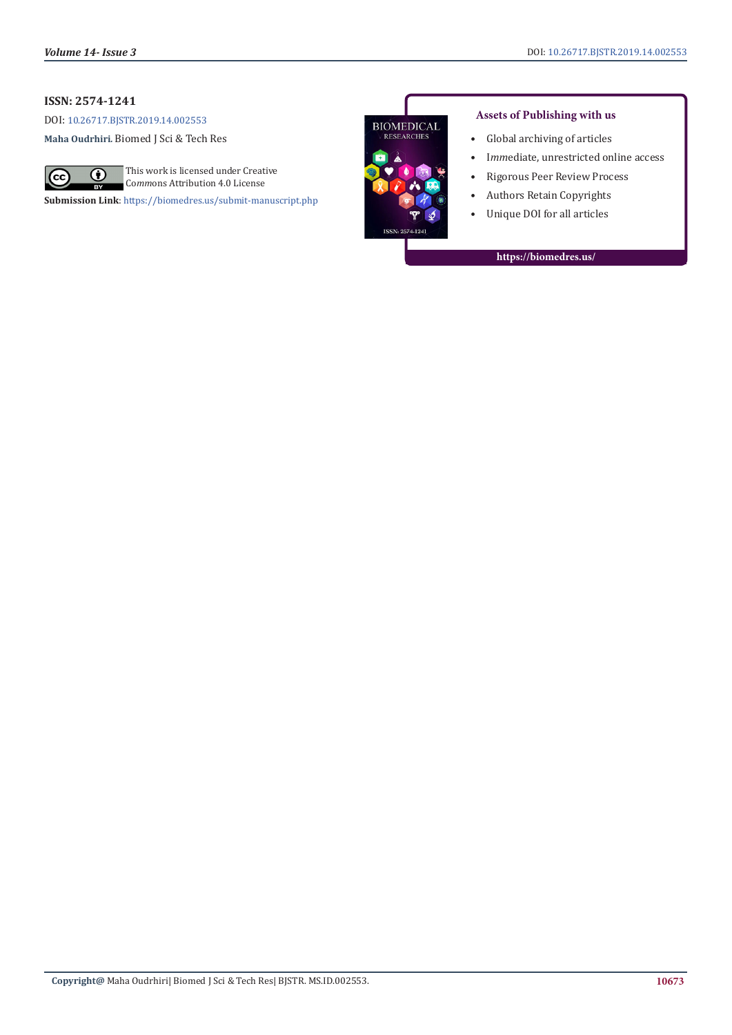**ISSN: 2574-1241**

DOI: 10.26717.BJSTR.2019.14.002553

**Maha Oudrhiri**. Biomed J Sci & Tech Res

This work is licensed under Creative Commons Attribution 4.0 License

**Submission Link**: https://biomedres.us/submit-manuscript.php

### Assets of Publishing with us

- Global archiving of articles
- Immediate, unrestricted online access
- Rigorous Peer Review Process
- Authors Retain Copyrights
- Unique DOI for all articles

**https://biomedres.us/**